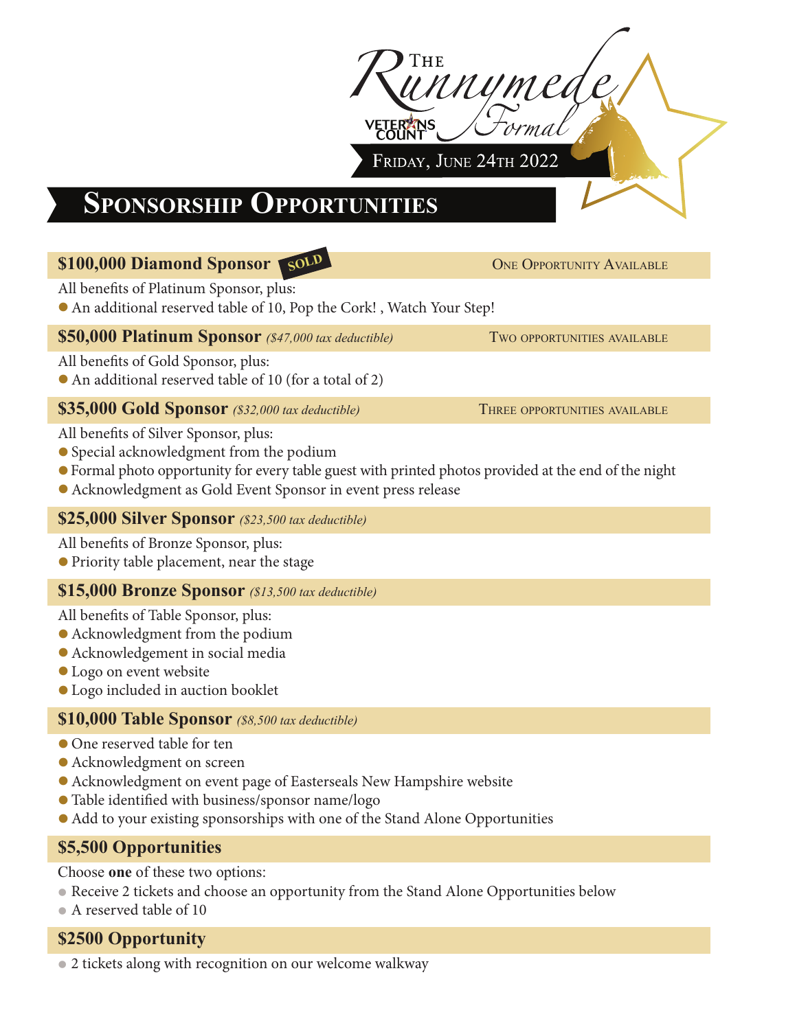# The Runnymede Formal

VETERANS COUNT

Friday, June 24th 2022

## Sponsorship Opportunities

### $100,000 Diamond Sponsor SOLD
One Opportunity Available

All benefits of Platinum Sponsor, plus:

- An additional reserved table of 10, Pop the Cork! , Watch Your Step!

### $50,000 Platinum Sponsor *($47,000 tax deductible)*
Two opportunities available

All benefits of Gold Sponsor, plus:

- An additional reserved table of 10 (for a total of 2)

### $35,000 Gold Sponsor *($32,000 tax deductible)*
Three opportunities available

All benefits of Silver Sponsor, plus:

- Special acknowledgment from the podium
- Formal photo opportunity for every table guest with printed photos provided at the end of the night
- Acknowledgment as Gold Event Sponsor in event press release

### $25,000 Silver Sponsor *($23,500 tax deductible)*

All benefits of Bronze Sponsor, plus:

- Priority table placement, near the stage

### $15,000 Bronze Sponsor *($13,500 tax deductible)*

All benefits of Table Sponsor, plus:

- Acknowledgment from the podium
- Acknowledgement in social media
- Logo on event website
- Logo included in auction booklet

### $10,000 Table Sponsor *($8,500 tax deductible)*

- One reserved table for ten
- Acknowledgment on screen
- Acknowledgment on event page of Easterseals New Hampshire website
- Table identified with business/sponsor name/logo
- Add to your existing sponsorships with one of the Stand Alone Opportunities

### $5,500 Opportunities

Choose **one** of these two options:

- Receive 2 tickets and choose an opportunity from the Stand Alone Opportunities below
- A reserved table of 10

### $2500 Opportunity

- 2 tickets along with recognition on our welcome walkway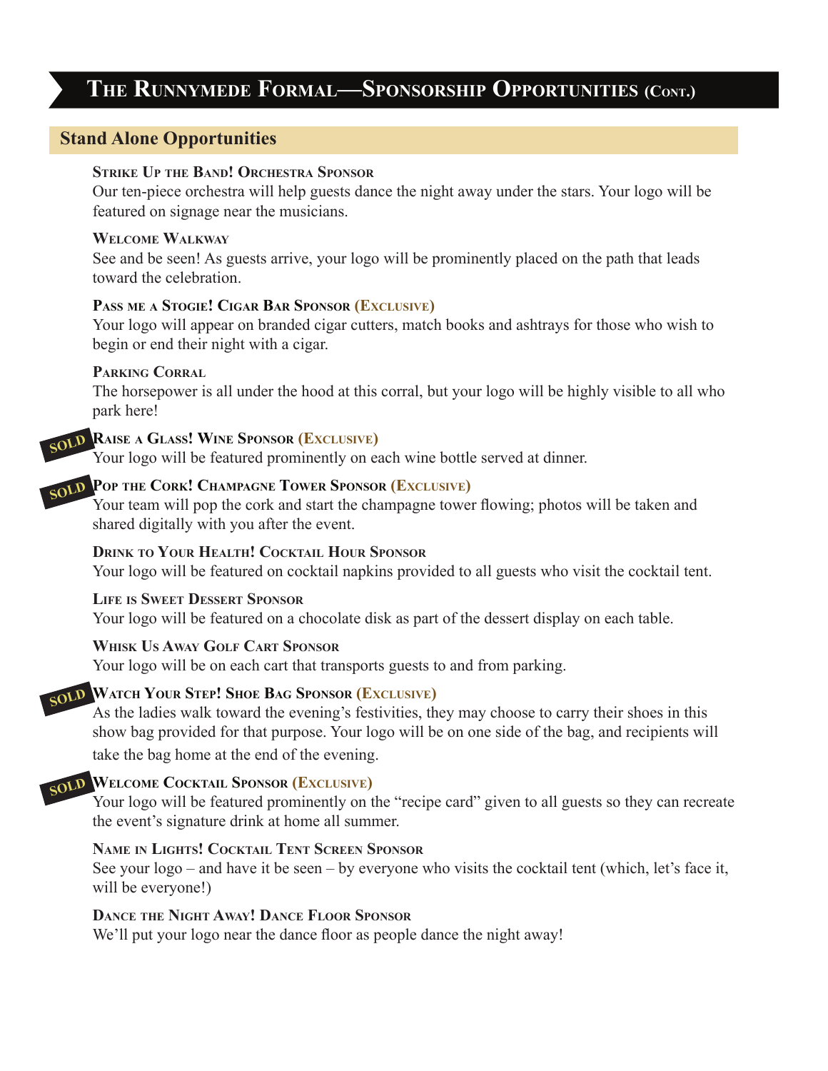# The Runnymede Formal—Sponsorship Opportunities (Cont.)

## Stand Alone Opportunities

**Strike Up the Band! Orchestra Sponsor**
Our ten-piece orchestra will help guests dance the night away under the stars. Your logo will be featured on signage near the musicians.

**Welcome Walkway**
See and be seen! As guests arrive, your logo will be prominently placed on the path that leads toward the celebration.

**Pass me a Stogie! Cigar Bar Sponsor (Exclusive)**
Your logo will appear on branded cigar cutters, match books and ashtrays for those who wish to begin or end their night with a cigar.

**Parking Corral**
The horsepower is all under the hood at this corral, but your logo will be highly visible to all who park here!

SOLD **Raise a Glass! Wine Sponsor (Exclusive)**
Your logo will be featured prominently on each wine bottle served at dinner.

SOLD **Pop the Cork! Champagne Tower Sponsor (Exclusive)**
Your team will pop the cork and start the champagne tower flowing; photos will be taken and shared digitally with you after the event.

**Drink to Your Health! Cocktail Hour Sponsor**
Your logo will be featured on cocktail napkins provided to all guests who visit the cocktail tent.

**Life is Sweet Dessert Sponsor**
Your logo will be featured on a chocolate disk as part of the dessert display on each table.

**Whisk Us Away Golf Cart Sponsor**
Your logo will be on each cart that transports guests to and from parking.

SOLD **Watch Your Step! Shoe Bag Sponsor (Exclusive)**
As the ladies walk toward the evening's festivities, they may choose to carry their shoes in this show bag provided for that purpose. Your logo will be on one side of the bag, and recipients will take the bag home at the end of the evening.

SOLD **Welcome Cocktail Sponsor (Exclusive)**
Your logo will be featured prominently on the "recipe card" given to all guests so they can recreate the event's signature drink at home all summer.

**Name in Lights! Cocktail Tent Screen Sponsor**
See your logo – and have it be seen – by everyone who visits the cocktail tent (which, let's face it, will be everyone!)

**Dance the Night Away! Dance Floor Sponsor**
We'll put your logo near the dance floor as people dance the night away!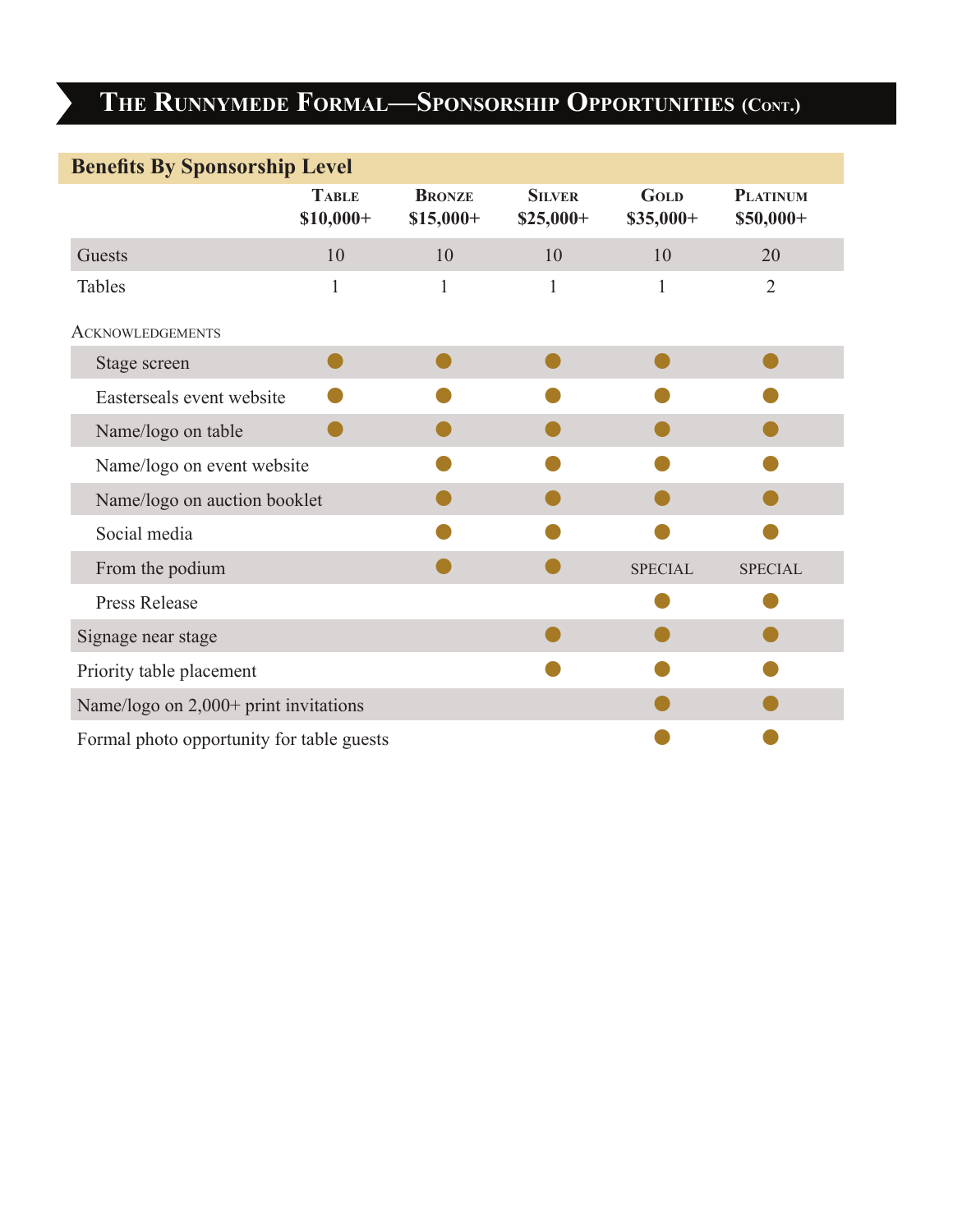# The Runnymede Formal—Sponsorship Opportunities (Cont.)

## Benefits By Sponsorship Level

| | Table $10,000+ | Bronze $15,000+ | Silver $25,000+ | Gold $35,000+ | Platinum $50,000+ |
|---|---|---|---|---|---|
| Guests | 10 | 10 | 10 | 10 | 20 |
| Tables | 1 | 1 | 1 | 1 | 2 |
| **Acknowledgements** | | | | | |
| Stage screen | ● | ● | ● | ● | ● |
| Easterseals event website | ● | ● | ● | ● | ● |
| Name/logo on table | ● | ● | ● | ● | ● |
| Name/logo on event website | | ● | ● | ● | ● |
| Name/logo on auction booklet | | ● | ● | ● | ● |
| Social media | | ● | ● | ● | ● |
| From the podium | | ● | ● | SPECIAL | SPECIAL |
| Press Release | | | | ● | ● |
| Signage near stage | | | ● | ● | ● |
| Priority table placement | | | ● | ● | ● |
| Name/logo on 2,000+ print invitations | | | | ● | ● |
| Formal photo opportunity for table guests | | | | ● | ● |